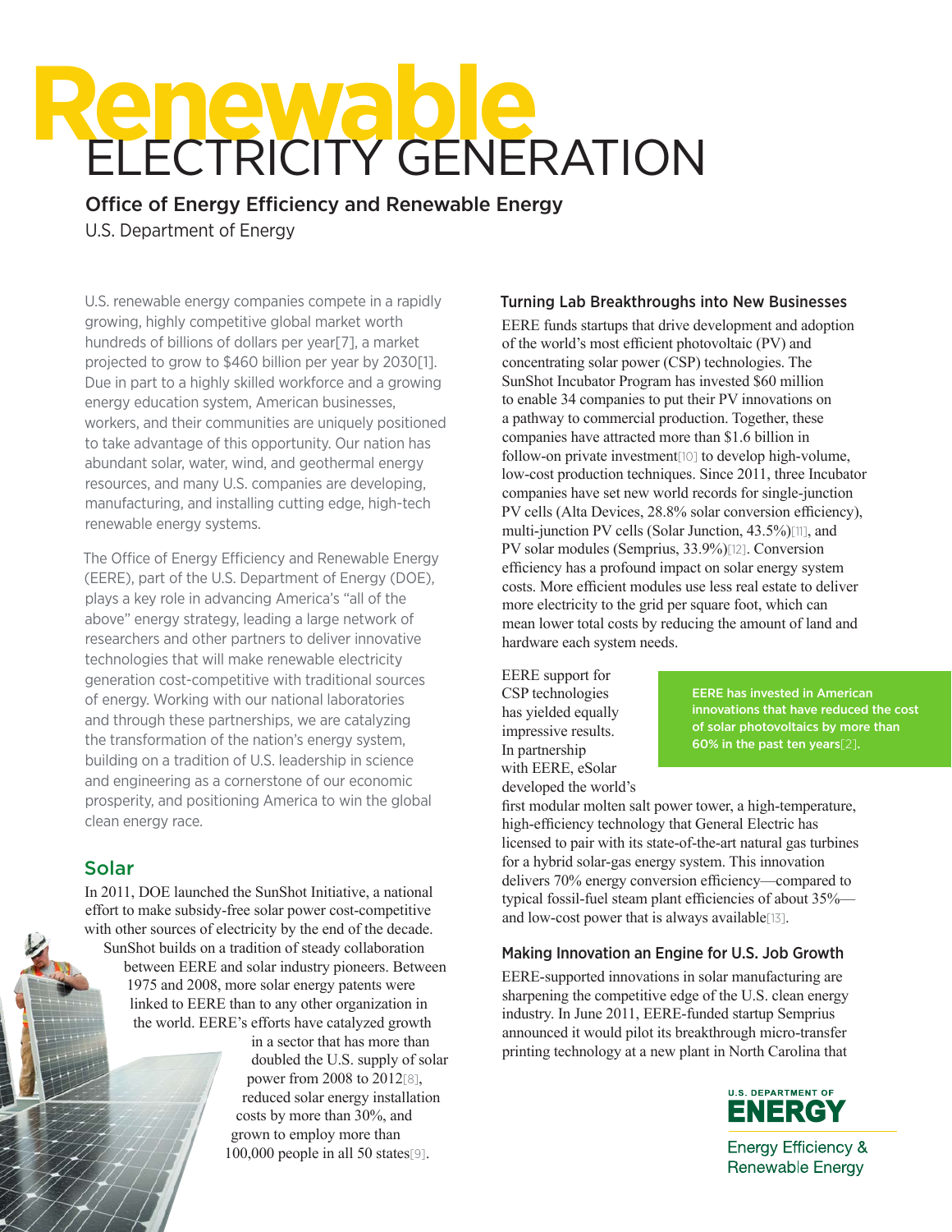# Renewable ELECTRICITY GENERATION

**Office of Energy Efficiency and Renewable Energy**

U.S. Department of Energy

U.S. renewable energy companies compete in a rapidly growing, highly competitive global market worth hundreds of billions of dollars per year[7], a market projected to grow to $460 billion per year by 2030[1]. Due in part to a highly skilled workforce and a growing energy education system, American businesses, workers, and their communities are uniquely positioned to take advantage of this opportunity. Our nation has abundant solar, water, wind, and geothermal energy resources, and many U.S. companies are developing, manufacturing, and installing cutting edge, high-tech renewable energy systems.

The Office of Energy Efficiency and Renewable Energy (EERE), part of the U.S. Department of Energy (DOE), plays a key role in advancing America's "all of the above" energy strategy, leading a large network of researchers and other partners to deliver innovative technologies that will make renewable electricity generation cost-competitive with traditional sources of energy. Working with our national laboratories and through these partnerships, we are catalyzing the transformation of the nation's energy system, building on a tradition of U.S. leadership in science and engineering as a cornerstone of our economic prosperity, and positioning America to win the global clean energy race.

## Solar

In 2011, DOE launched the SunShot Initiative, a national effort to make subsidy-free solar power cost-competitive with other sources of electricity by the end of the decade. SunShot builds on a tradition of steady collaboration between EERE and solar industry pioneers. Between 1975 and 2008, more solar energy patents were linked to EERE than to any other organization in the world. EERE's efforts have catalyzed growth in a sector that has more than doubled the U.S. supply of solar power from 2008 to 2012[8], reduced solar energy installation costs by more than 30%, and grown to employ more than 100,000 people in all 50 states[9].

### Turning Lab Breakthroughs into New Businesses

EERE funds startups that drive development and adoption of the world's most efficient photovoltaic (PV) and concentrating solar power (CSP) technologies. The SunShot Incubator Program has invested $60 million to enable 34 companies to put their PV innovations on a pathway to commercial production. Together, these companies have attracted more than $1.6 billion in follow-on private investment[10] to develop high-volume, low-cost production techniques. Since 2011, three Incubator companies have set new world records for single-junction PV cells (Alta Devices, 28.8% solar conversion efficiency), multi-junction PV cells (Solar Junction, 43.5%)[11], and PV solar modules (Semprius, 33.9%)[12]. Conversion efficiency has a profound impact on solar energy system costs. More efficient modules use less real estate to deliver more electricity to the grid per square foot, which can mean lower total costs by reducing the amount of land and hardware each system needs.

**EERE has invested in American innovations that have reduced the cost of solar photovoltaics by more than 60% in the past ten years[2].**

EERE support for CSP technologies has yielded equally impressive results. In partnership with EERE, eSolar developed the world's first modular molten salt power tower, a high-temperature, high-efficiency technology that General Electric has licensed to pair with its state-of-the-art natural gas turbines for a hybrid solar-gas energy system. This innovation delivers 70% energy conversion efficiency—compared to typical fossil-fuel steam plant efficiencies of about 35%—and low-cost power that is always available[13].

### Making Innovation an Engine for U.S. Job Growth

EERE-supported innovations in solar manufacturing are sharpening the competitive edge of the U.S. clean energy industry. In June 2011, EERE-funded startup Semprius announced it would pilot its breakthrough micro-transfer printing technology at a new plant in North Carolina that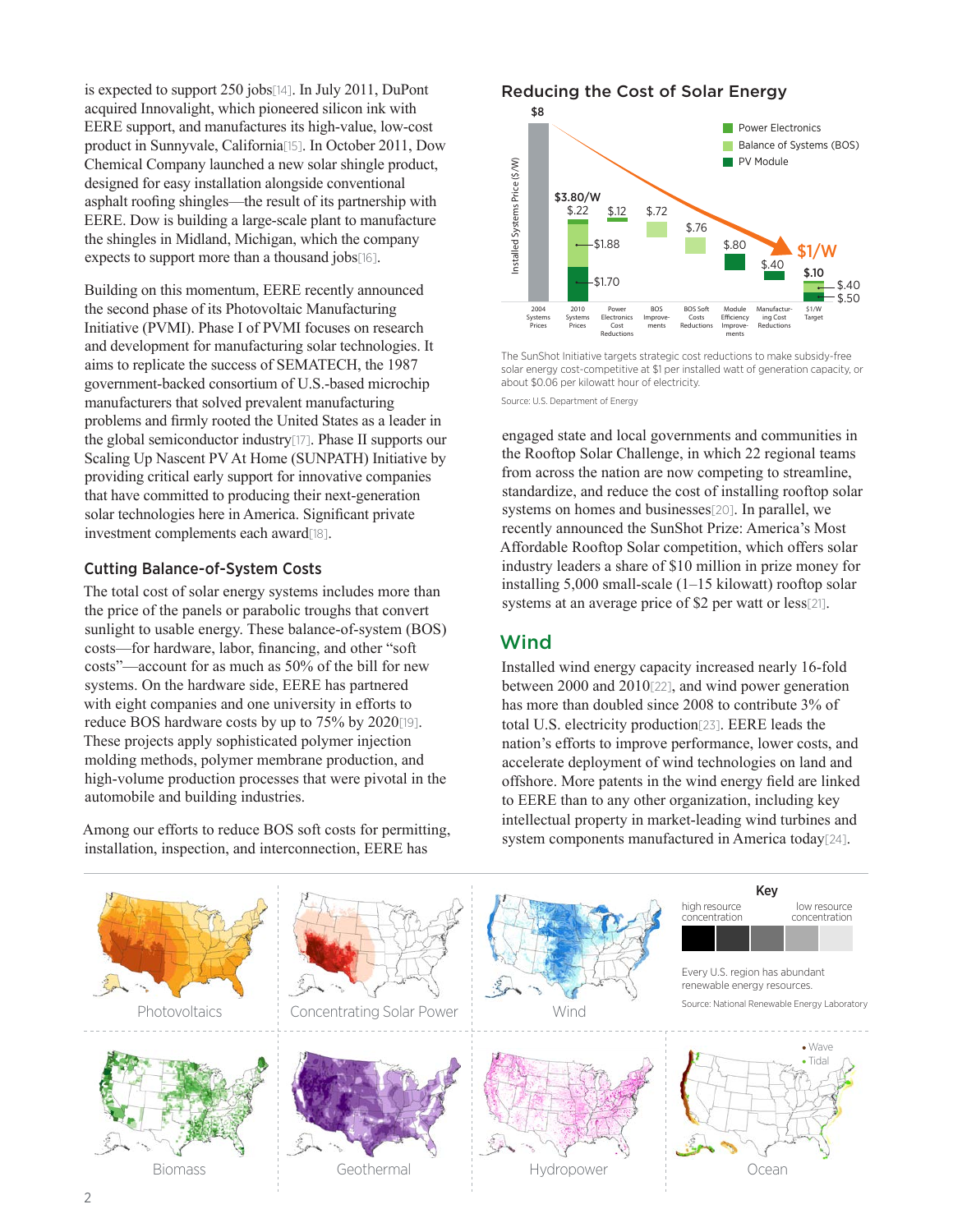is expected to support 250 jobs[14]. In July 2011, DuPont acquired Innovalight, which pioneered silicon ink with EERE support, and manufactures its high-value, low-cost product in Sunnyvale, California[15]. In October 2011, Dow Chemical Company launched a new solar shingle product, designed for easy installation alongside conventional asphalt roofing shingles—the result of its partnership with EERE. Dow is building a large-scale plant to manufacture the shingles in Midland, Michigan, which the company expects to support more than a thousand jobs[16].

Building on this momentum, EERE recently announced the second phase of its Photovoltaic Manufacturing Initiative (PVMI). Phase I of PVMI focuses on research and development for manufacturing solar technologies. It aims to replicate the success of SEMATECH, the 1987 government-backed consortium of U.S.-based microchip manufacturers that solved prevalent manufacturing problems and firmly rooted the United States as a leader in the global semiconductor industry[17]. Phase II supports our Scaling Up Nascent PV At Home (SUNPATH) Initiative by providing critical early support for innovative companies that have committed to producing their next-generation solar technologies here in America. Significant private investment complements each award[18].

### Cutting Balance-of-System Costs

The total cost of solar energy systems includes more than the price of the panels or parabolic troughs that convert sunlight to usable energy. These balance-of-system (BOS) costs—for hardware, labor, financing, and other "soft costs"—account for as much as 50% of the bill for new systems. On the hardware side, EERE has partnered with eight companies and one university in efforts to reduce BOS hardware costs by up to 75% by 2020[19]. These projects apply sophisticated polymer injection molding methods, polymer membrane production, and high-volume production processes that were pivotal in the automobile and building industries.

Among our efforts to reduce BOS soft costs for permitting, installation, inspection, and interconnection, EERE has engaged state and local governments and communities in the Rooftop Solar Challenge, in which 22 regional teams from across the nation are now competing to streamline, standardize, and reduce the cost of installing rooftop solar systems on homes and businesses[20]. In parallel, we recently announced the SunShot Prize: America's Most Affordable Rooftop Solar competition, which offers solar industry leaders a share of $10 million in prize money for installing 5,000 small-scale (1–15 kilowatt) rooftop solar systems at an average price of $2 per watt or less[21].

#### Reducing the Cost of Solar Energy

Installed Systems Price ($/W)

Legend: Power Electronics; Balance of Systems (BOS); PV Module

| | 2004 Systems Prices | 2010 Systems Prices | Power Electronics Cost Reductions | BOS Improvements | BOS Soft Costs Reductions | Module Efficiency Improvements | Manufacturing Cost Reductions | $1/W Target |
|---|---|---|---|---|---|---|---|---|
| Value | $8 | $3.80/W ($.22 Power Electronics, $1.88 BOS, $1.70 PV Module) | $.12 | $.72 | $.76 | $.80 | $.40 | $1/W ($.10 Power Electronics, $.40 BOS, $.50 PV Module) |

The SunShot Initiative targets strategic cost reductions to make subsidy-free solar energy cost-competitive at $1 per installed watt of generation capacity, or about $0.06 per kilowatt hour of electricity.

Source: U.S. Department of Energy

## Wind

Installed wind energy capacity increased nearly 16-fold between 2000 and 2010[22], and wind power generation has more than doubled since 2008 to contribute 3% of total U.S. electricity production[23]. EERE leads the nation's efforts to improve performance, lower costs, and accelerate deployment of wind technologies on land and offshore. More patents in the wind energy field are linked to EERE than to any other organization, including key intellectual property in market-leading wind turbines and system components manufactured in America today[24].

Photovoltaics | Concentrating Solar Power | Wind | Biomass | Geothermal | Hydropower | Ocean (• Wave • Tidal)

Key: high resource concentration — low resource concentration

Every U.S. region has abundant renewable energy resources.

Source: National Renewable Energy Laboratory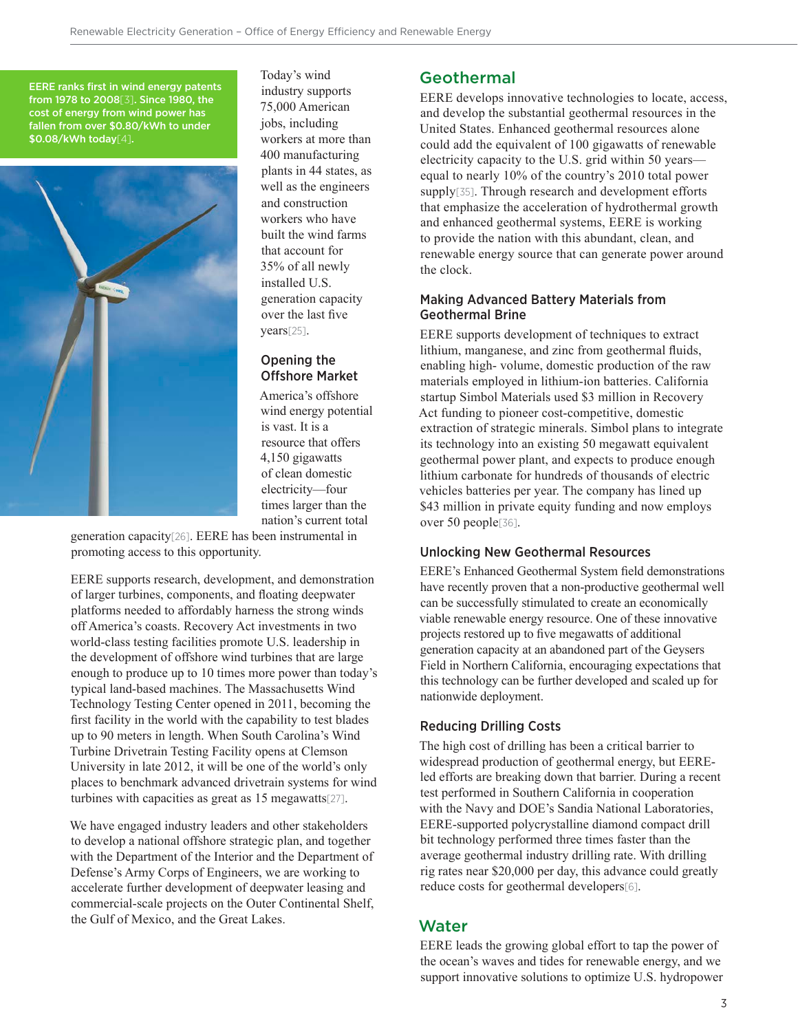**EERE ranks first in wind energy patents from 1978 to 2008[3]. Since 1980, the cost of energy from wind power has fallen from over \$0.80/kWh to under \$0.08/kWh today[4].**

Today's wind industry supports 75,000 American jobs, including workers at more than 400 manufacturing plants in 44 states, as well as the engineers and construction workers who have built the wind farms that account for 35% of all newly installed U.S. generation capacity over the last five years[25].

### Opening the Offshore Market

America's offshore wind energy potential is vast. It is a resource that offers 4,150 gigawatts of clean domestic electricity—four times larger than the nation's current total generation capacity[26]. EERE has been instrumental in promoting access to this opportunity.

EERE supports research, development, and demonstration of larger turbines, components, and floating deepwater platforms needed to affordably harness the strong winds off America's coasts. Recovery Act investments in two world-class testing facilities promote U.S. leadership in the development of offshore wind turbines that are large enough to produce up to 10 times more power than today's typical land-based machines. The Massachusetts Wind Technology Testing Center opened in 2011, becoming the first facility in the world with the capability to test blades up to 90 meters in length. When South Carolina's Wind Turbine Drivetrain Testing Facility opens at Clemson University in late 2012, it will be one of the world's only places to benchmark advanced drivetrain systems for wind turbines with capacities as great as 15 megawatts[27].

We have engaged industry leaders and other stakeholders to develop a national offshore strategic plan, and together with the Department of the Interior and the Department of Defense's Army Corps of Engineers, we are working to accelerate further development of deepwater leasing and commercial-scale projects on the Outer Continental Shelf, the Gulf of Mexico, and the Great Lakes.

## Geothermal

EERE develops innovative technologies to locate, access, and develop the substantial geothermal resources in the United States. Enhanced geothermal resources alone could add the equivalent of 100 gigawatts of renewable electricity capacity to the U.S. grid within 50 years—equal to nearly 10% of the country's 2010 total power supply[35]. Through research and development efforts that emphasize the acceleration of hydrothermal growth and enhanced geothermal systems, EERE is working to provide the nation with this abundant, clean, and renewable energy source that can generate power around the clock.

### Making Advanced Battery Materials from Geothermal Brine

EERE supports development of techniques to extract lithium, manganese, and zinc from geothermal fluids, enabling high- volume, domestic production of the raw materials employed in lithium-ion batteries. California startup Simbol Materials used \$3 million in Recovery Act funding to pioneer cost-competitive, domestic extraction of strategic minerals. Simbol plans to integrate its technology into an existing 50 megawatt equivalent geothermal power plant, and expects to produce enough lithium carbonate for hundreds of thousands of electric vehicles batteries per year. The company has lined up \$43 million in private equity funding and now employs over 50 people[36].

### Unlocking New Geothermal Resources

EERE's Enhanced Geothermal System field demonstrations have recently proven that a non-productive geothermal well can be successfully stimulated to create an economically viable renewable energy resource. One of these innovative projects restored up to five megawatts of additional generation capacity at an abandoned part of the Geysers Field in Northern California, encouraging expectations that this technology can be further developed and scaled up for nationwide deployment.

### Reducing Drilling Costs

The high cost of drilling has been a critical barrier to widespread production of geothermal energy, but EERE-led efforts are breaking down that barrier. During a recent test performed in Southern California in cooperation with the Navy and DOE's Sandia National Laboratories, EERE-supported polycrystalline diamond compact drill bit technology performed three times faster than the average geothermal industry drilling rate. With drilling rig rates near \$20,000 per day, this advance could greatly reduce costs for geothermal developers[6].

## Water

EERE leads the growing global effort to tap the power of the ocean's waves and tides for renewable energy, and we support innovative solutions to optimize U.S. hydropower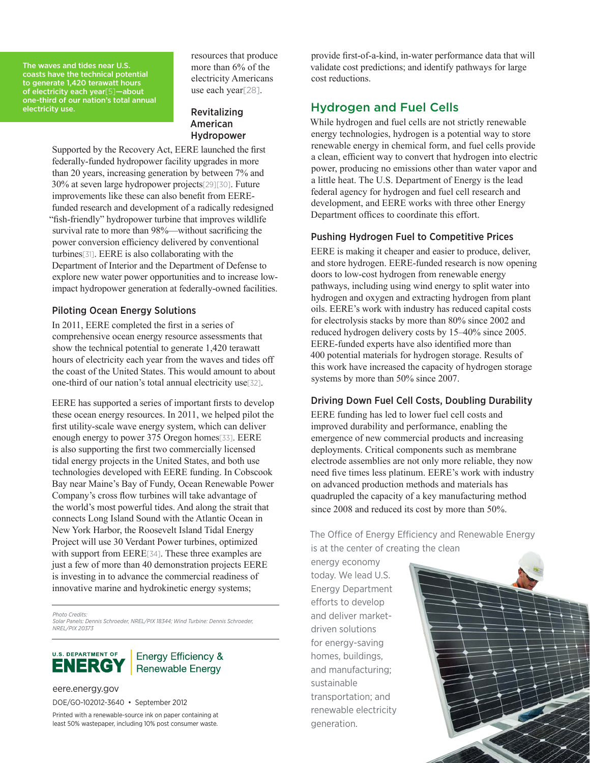The waves and tides near U.S. coasts have the technical potential to generate 1,420 terawatt hours of electricity each year[5]—about one-third of our nation's total annual electricity use.

resources that produce more than 6% of the electricity Americans use each year[28].

### Revitalizing American Hydropower

Supported by the Recovery Act, EERE launched the first federally-funded hydropower facility upgrades in more than 20 years, increasing generation by between 7% and 30% at seven large hydropower projects[29][30]. Future improvements like these can also benefit from EERE-funded research and development of a radically redesigned "fish-friendly" hydropower turbine that improves wildlife survival rate to more than 98%—without sacrificing the power conversion efficiency delivered by conventional turbines[31]. EERE is also collaborating with the Department of Interior and the Department of Defense to explore new water power opportunities and to increase low-impact hydropower generation at federally-owned facilities.

### Piloting Ocean Energy Solutions

In 2011, EERE completed the first in a series of comprehensive ocean energy resource assessments that show the technical potential to generate 1,420 terawatt hours of electricity each year from the waves and tides off the coast of the United States. This would amount to about one-third of our nation's total annual electricity use[32].

EERE has supported a series of important firsts to develop these ocean energy resources. In 2011, we helped pilot the first utility-scale wave energy system, which can deliver enough energy to power 375 Oregon homes[33]. EERE is also supporting the first two commercially licensed tidal energy projects in the United States, and both use technologies developed with EERE funding. In Cobscook Bay near Maine's Bay of Fundy, Ocean Renewable Power Company's cross flow turbines will take advantage of the world's most powerful tides. And along the strait that connects Long Island Sound with the Atlantic Ocean in New York Harbor, the Roosevelt Island Tidal Energy Project will use 30 Verdant Power turbines, optimized with support from EERE[34]. These three examples are just a few of more than 40 demonstration projects EERE is investing in to advance the commercial readiness of innovative marine and hydrokinetic energy systems; provide first-of-a-kind, in-water performance data that will validate cost predictions; and identify pathways for large cost reductions.

## Hydrogen and Fuel Cells

While hydrogen and fuel cells are not strictly renewable energy technologies, hydrogen is a potential way to store renewable energy in chemical form, and fuel cells provide a clean, efficient way to convert that hydrogen into electric power, producing no emissions other than water vapor and a little heat. The U.S. Department of Energy is the lead federal agency for hydrogen and fuel cell research and development, and EERE works with three other Energy Department offices to coordinate this effort.

### Pushing Hydrogen Fuel to Competitive Prices

EERE is making it cheaper and easier to produce, deliver, and store hydrogen. EERE-funded research is now opening doors to low-cost hydrogen from renewable energy pathways, including using wind energy to split water into hydrogen and oxygen and extracting hydrogen from plant oils. EERE's work with industry has reduced capital costs for electrolysis stacks by more than 80% since 2002 and reduced hydrogen delivery costs by 15–40% since 2005. EERE-funded experts have also identified more than 400 potential materials for hydrogen storage. Results of this work have increased the capacity of hydrogen storage systems by more than 50% since 2007.

### Driving Down Fuel Cell Costs, Doubling Durability

EERE funding has led to lower fuel cell costs and improved durability and performance, enabling the emergence of new commercial products and increasing deployments. Critical components such as membrane electrode assemblies are not only more reliable, they now need five times less platinum. EERE's work with industry on advanced production methods and materials has quadrupled the capacity of a key manufacturing method since 2008 and reduced its cost by more than 50%.

The Office of Energy Efficiency and Renewable Energy is at the center of creating the clean energy economy today. We lead U.S. Energy Department efforts to develop and deliver market-driven solutions for energy-saving homes, buildings, and manufacturing; sustainable transportation; and renewable electricity generation.

*Photo Credits:*
*Solar Panels: Dennis Schroeder, NREL/PIX 18344; Wind Turbine: Dennis Schroeder, NREL/PIX 20373*

U.S. DEPARTMENT OF ENERGY | Energy Efficiency & Renewable Energy

eere.energy.gov

DOE/GO-102012-3640 • September 2012

Printed with a renewable-source ink on paper containing at least 50% wastepaper, including 10% post consumer waste.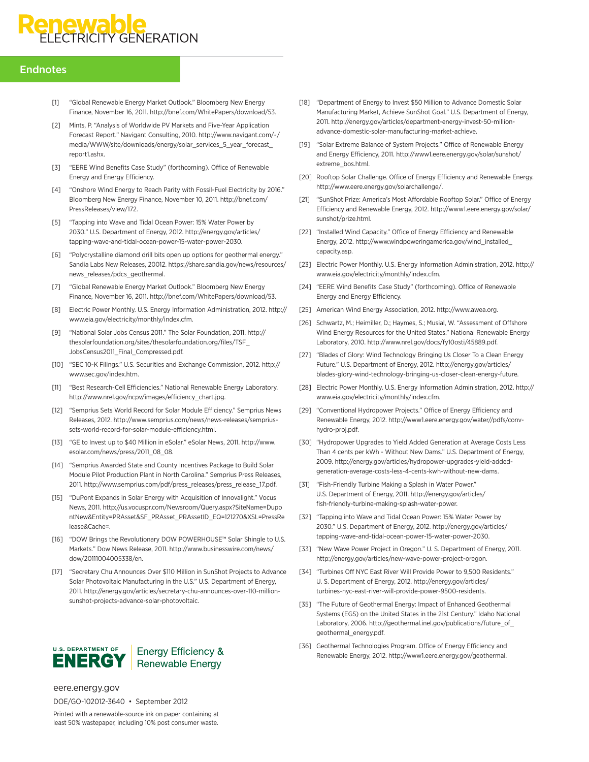## Endnotes

[1] "Global Renewable Energy Market Outlook." Bloomberg New Energy Finance, November 16, 2011. http://bnef.com/WhitePapers/download/53.

[2] Mints, P. "Analysis of Worldwide PV Markets and Five-Year Application Forecast Report." Navigant Consulting, 2010. http://www.navigant.com/~/media/WWW/site/downloads/energy/solar_services_5_year_forecast_report1.ashx.

[3] "EERE Wind Benefits Case Study" (forthcoming). Office of Renewable Energy and Energy Efficiency.

[4] "Onshore Wind Energy to Reach Parity with Fossil-Fuel Electricity by 2016." Bloomberg New Energy Finance, November 10, 2011. http://bnef.com/PressReleases/view/172.

[5] "Tapping into Wave and Tidal Ocean Power: 15% Water Power by 2030." U.S. Department of Energy, 2012. http://energy.gov/articles/tapping-wave-and-tidal-ocean-power-15-water-power-2030.

[6] "Polycrystalline diamond drill bits open up options for geothermal energy." Sandia Labs New Releases, 20012. https://share.sandia.gov/news/resources/news_releases/pdcs_geothermal.

[7] "Global Renewable Energy Market Outlook." Bloomberg New Energy Finance, November 16, 2011. http://bnef.com/WhitePapers/download/53.

[8] Electric Power Monthly. U.S. Energy Information Administration, 2012. http://www.eia.gov/electricity/monthly/index.cfm.

[9] "National Solar Jobs Census 2011." The Solar Foundation, 2011. http://thesolarfoundation.org/sites/thesolarfoundation.org/files/TSF_JobsCensus2011_Final_Compressed.pdf.

[10] "SEC 10-K Filings." U.S. Securities and Exchange Commission, 2012. http://www.sec.gov/index.htm.

[11] "Best Research-Cell Efficiencies." National Renewable Energy Laboratory. http://www.nrel.gov/ncpv/images/efficiency_chart.jpg.

[12] "Semprius Sets World Record for Solar Module Efficiency." Semprius News Releases, 2012. http://www.semprius.com/news/news-releases/semprius-sets-world-record-for-solar-module-efficiency.html.

[13] "GE to Invest up to $40 Million in eSolar." eSolar News, 2011. http://www.esolar.com/news/press/2011_08_08.

[14] "Semprius Awarded State and County Incentives Package to Build Solar Module Pilot Production Plant in North Carolina." Semprius Press Releases, 2011. http://www.semprius.com/pdf/press_releases/press_release_17.pdf.

[15] "DuPont Expands in Solar Energy with Acquisition of Innovalight." Vocus News, 2011. http://us.vocuspr.com/Newsroom/Query.aspx?SiteName=DupontNew&Entity=PRAsset&SF_PRAsset_PRAssetID_EQ=121270&XSL=PressRelease&Cache=.

[16] "DOW Brings the Revolutionary DOW POWERHOUSE™ Solar Shingle to U.S. Markets." Dow News Release, 2011. http://www.businesswire.com/news/dow/20111004005338/en.

[17] "Secretary Chu Announces Over $110 Million in SunShot Projects to Advance Solar Photovoltaic Manufacturing in the U.S." U.S. Department of Energy, 2011. http://energy.gov/articles/secretary-chu-announces-over-110-million-sunshot-projects-advance-solar-photovoltaic.

[18] "Department of Energy to Invest $50 Million to Advance Domestic Solar Manufacturing Market, Achieve SunShot Goal." U.S. Department of Energy, 2011. http://energy.gov/articles/department-energy-invest-50-million-advance-domestic-solar-manufacturing-market-achieve.

[19] "Solar Extreme Balance of System Projects." Office of Renewable Energy and Energy Efficiency, 2011. http://www1.eere.energy.gov/solar/sunshot/extreme_bos.html.

[20] Rooftop Solar Challenge. Office of Energy Efficiency and Renewable Energy. http://www.eere.energy.gov/solarchallenge/.

[21] "SunShot Prize: America's Most Affordable Rooftop Solar." Office of Energy Efficiency and Renewable Energy, 2012. http://www1.eere.energy.gov/solar/sunshot/prize.html.

[22] "Installed Wind Capacity." Office of Energy Efficiency and Renewable Energy, 2012. http://www.windpoweringamerica.gov/wind_installed_capacity.asp.

[23] Electric Power Monthly. U.S. Energy Information Administration, 2012. http://www.eia.gov/electricity/monthly/index.cfm.

[24] "EERE Wind Benefits Case Study" (forthcoming). Office of Renewable Energy and Energy Efficiency.

[25] American Wind Energy Association, 2012. http://www.awea.org.

[26] Schwartz, M.; Heimiller, D.; Haymes, S.; Musial, W. "Assessment of Offshore Wind Energy Resources for the United States." National Renewable Energy Laboratory, 2010. http://www.nrel.gov/docs/fy10osti/45889.pdf.

[27] "Blades of Glory: Wind Technology Bringing Us Closer To a Clean Energy Future." U.S. Department of Energy, 2012. http://energy.gov/articles/blades-glory-wind-technology-bringing-us-closer-clean-energy-future.

[28] Electric Power Monthly. U.S. Energy Information Administration, 2012. http://www.eia.gov/electricity/monthly/index.cfm.

[29] "Conventional Hydropower Projects." Office of Energy Efficiency and Renewable Energy, 2012. http://www1.eere.energy.gov/water//pdfs/conv-hydro-proj.pdf.

[30] "Hydropower Upgrades to Yield Added Generation at Average Costs Less Than 4 cents per kWh - Without New Dams." U.S. Department of Energy, 2009. http://energy.gov/articles/hydropower-upgrades-yield-added-generation-average-costs-less-4-cents-kwh-without-new-dams.

[31] "Fish-Friendly Turbine Making a Splash in Water Power." U.S. Department of Energy, 2011. http://energy.gov/articles/fish-friendly-turbine-making-splash-water-power.

[32] "Tapping into Wave and Tidal Ocean Power: 15% Water Power by 2030." U.S. Department of Energy, 2012. http://energy.gov/articles/tapping-wave-and-tidal-ocean-power-15-water-power-2030.

[33] "New Wave Power Project in Oregon." U. S. Department of Energy, 2011. http://energy.gov/articles/new-wave-power-project-oregon.

[34] "Turbines Off NYC East River Will Provide Power to 9,500 Residents." U. S. Department of Energy, 2012. http://energy.gov/articles/turbines-nyc-east-river-will-provide-power-9500-residents.

[35] "The Future of Geothermal Energy: Impact of Enhanced Geothermal Systems (EGS) on the United States in the 21st Century." Idaho National Laboratory, 2006. http://geothermal.inel.gov/publications/future_of_geothermal_energy.pdf.

[36] Geothermal Technologies Program. Office of Energy Efficiency and Renewable Energy, 2012. http://www1.eere.energy.gov/geothermal.

U.S. DEPARTMENT OF ENERGY | Energy Efficiency & Renewable Energy

eere.energy.gov

DOE/GO-102012-3640 • September 2012

Printed with a renewable-source ink on paper containing at least 50% wastepaper, including 10% post consumer waste.